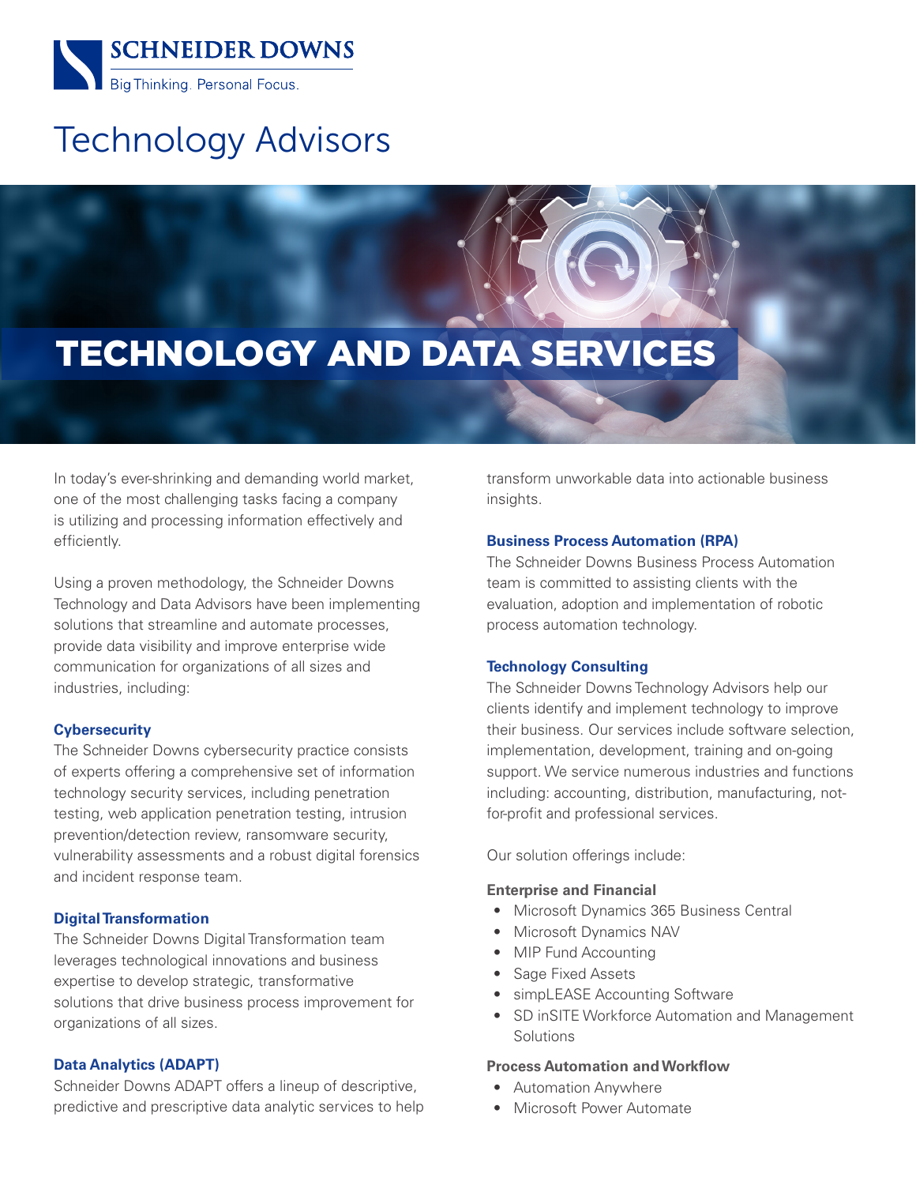SCHNEIDER DOWNS

Big Thinking. Personal Focus.

# Technology Advisors

## TECHNOLOGY AND DATA SERVICES

In today's ever-shrinking and demanding world market, one of the most challenging tasks facing a company is utilizing and processing information effectively and efficiently.

Using a proven methodology, the Schneider Downs Technology and Data Advisors have been implementing solutions that streamline and automate processes, provide data visibility and improve enterprise wide communication for organizations of all sizes and industries, including:

### Cybersecurity

The Schneider Downs cybersecurity practice consists of experts offering a comprehensive set of information technology security services, including penetration testing, web application penetration testing, intrusion prevention/detection review, ransomware security, vulnerability assessments and a robust digital forensics and incident response team.

### Digital Transformation

The Schneider Downs Digital Transformation team leverages technological innovations and business expertise to develop strategic, transformative solutions that drive business process improvement for organizations of all sizes.

### Data Analytics (ADAPT)

Schneider Downs ADAPT offers a lineup of descriptive, predictive and prescriptive data analytic services to help transform unworkable data into actionable business insights.

### Business Process Automation (RPA)

The Schneider Downs Business Process Automation team is committed to assisting clients with the evaluation, adoption and implementation of robotic process automation technology.

### Technology Consulting

The Schneider Downs Technology Advisors help our clients identify and implement technology to improve their business. Our services include software selection, implementation, development, training and on-going support. We service numerous industries and functions including: accounting, distribution, manufacturing, not-for-profit and professional services.

Our solution offerings include:

**Enterprise and Financial**

- Microsoft Dynamics 365 Business Central
- Microsoft Dynamics NAV
- MIP Fund Accounting
- Sage Fixed Assets
- simpLEASE Accounting Software
- SD inSITE Workforce Automation and Management Solutions

**Process Automation and Workflow**

- Automation Anywhere
- Microsoft Power Automate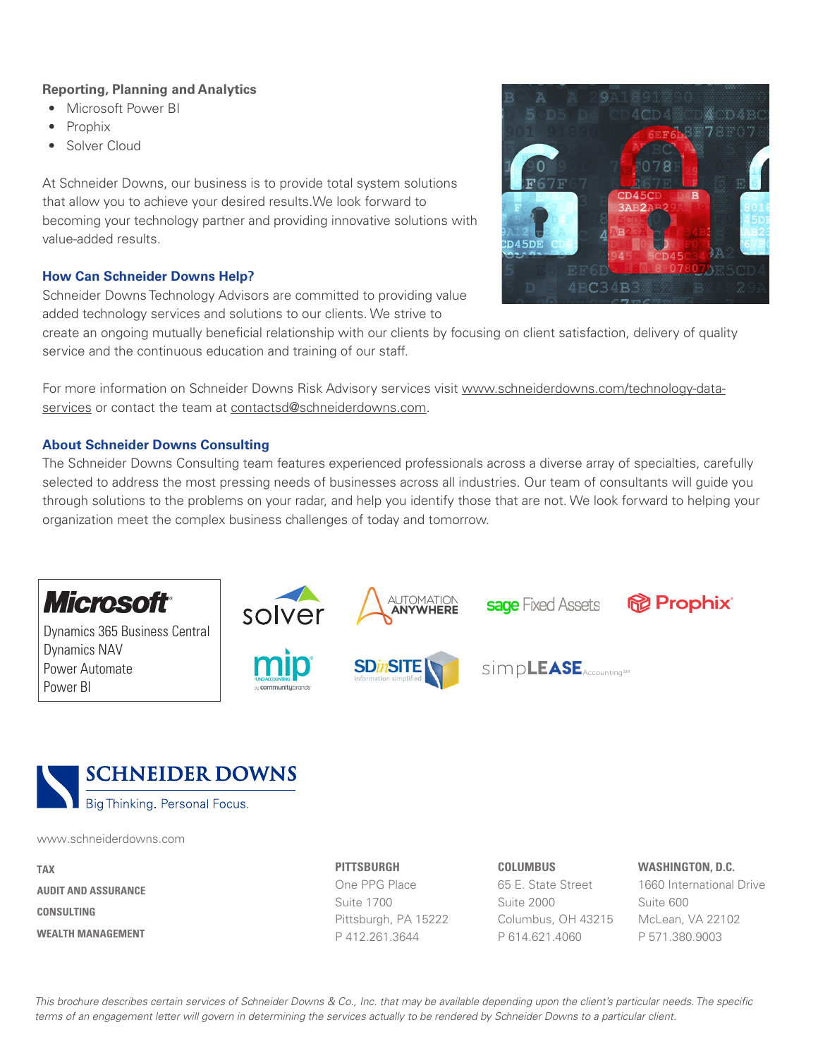**Reporting, Planning and Analytics**

- Microsoft Power BI
- Prophix
- Solver Cloud

At Schneider Downs, our business is to provide total system solutions that allow you to achieve your desired results.We look forward to becoming your technology partner and providing innovative solutions with value-added results.

### How Can Schneider Downs Help?

Schneider Downs Technology Advisors are committed to providing value added technology services and solutions to our clients. We strive to create an ongoing mutually beneficial relationship with our clients by focusing on client satisfaction, delivery of quality service and the continuous education and training of our staff.

For more information on Schneider Downs Risk Advisory services visit www.schneiderdowns.com/technology-data-services or contact the team at contactsd@schneiderdowns.com.

### About Schneider Downs Consulting

The Schneider Downs Consulting team features experienced professionals across a diverse array of specialties, carefully selected to address the most pressing needs of businesses across all industries. Our team of consultants will guide you through solutions to the problems on your radar, and help you identify those that are not. We look forward to helping your organization meet the complex business challenges of today and tomorrow.

**Microsoft**
Dynamics 365 Business Central
Dynamics NAV
Power Automate
Power BI

solver

AUTOMATION ANYWHERE

sage Fixed Assets

Prophix

mip FUND ACCOUNTING by communitybrands

SDinSITE information simplified

simpLEASE Accounting

**SCHNEIDER DOWNS**
Big Thinking. Personal Focus.

www.schneiderdowns.com

**TAX**
**AUDIT AND ASSURANCE**
**CONSULTING**
**WEALTH MANAGEMENT**

**PITTSBURGH**
One PPG Place
Suite 1700
Pittsburgh, PA 15222
P 412.261.3644

**COLUMBUS**
65 E. State Street
Suite 2000
Columbus, OH 43215
P 614.621.4060

**WASHINGTON, D.C.**
1660 International Drive
Suite 600
McLean, VA 22102
P 571.380.9003

*This brochure describes certain services of Schneider Downs & Co., Inc. that may be available depending upon the client's particular needs. The specific terms of an engagement letter will govern in determining the services actually to be rendered by Schneider Downs to a particular client.*